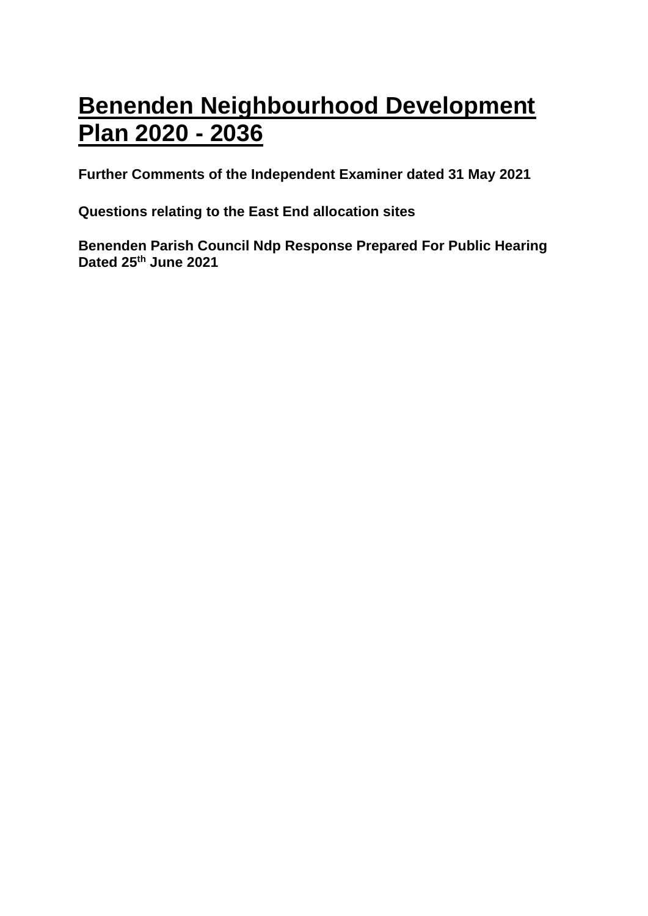# Benenden Neighbourhood Development Plan 2020 - 2036

**Further Comments of the Independent Examiner dated 31 May 2021**

**Questions relating to the East End allocation sites**

**Benenden Parish Council Ndp Response Prepared For Public Hearing Dated 25th June 2021**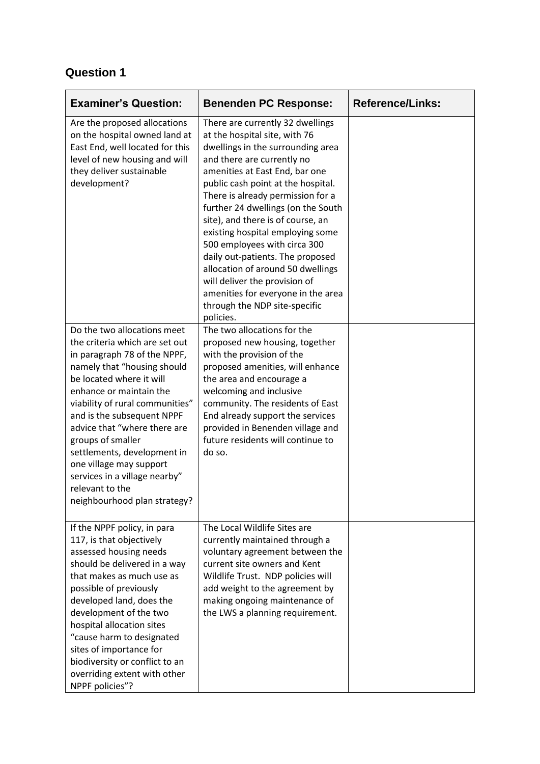## Question 1

| Examiner's Question: | Benenden PC Response: | Reference/Links: |
|---|---|---|
| Are the proposed allocations on the hospital owned land at East End, well located for this level of new housing and will they deliver sustainable development? | There are currently 32 dwellings at the hospital site, with 76 dwellings in the surrounding area and there are currently no amenities at East End, bar one public cash point at the hospital. There is already permission for a further 24 dwellings (on the South site), and there is of course, an existing hospital employing some 500 employees with circa 300 daily out-patients. The proposed allocation of around 50 dwellings will deliver the provision of amenities for everyone in the area through the NDP site-specific policies. | |
| Do the two allocations meet the criteria which are set out in paragraph 78 of the NPPF, namely that "housing should be located where it will enhance or maintain the viability of rural communities" and is the subsequent NPPF advice that "where there are groups of smaller settlements, development in one village may support services in a village nearby" relevant to the neighbourhood plan strategy? | The two allocations for the proposed new housing, together with the provision of the proposed amenities, will enhance the area and encourage a welcoming and inclusive community. The residents of East End already support the services provided in Benenden village and future residents will continue to do so. | |
| If the NPPF policy, in para 117, is that objectively assessed housing needs should be delivered in a way that makes as much use as possible of previously developed land, does the development of the two hospital allocation sites "cause harm to designated sites of importance for biodiversity or conflict to an overriding extent with other NPPF policies"? | The Local Wildlife Sites are currently maintained through a voluntary agreement between the current site owners and Kent Wildlife Trust. NDP policies will add weight to the agreement by making ongoing maintenance of the LWS a planning requirement. | |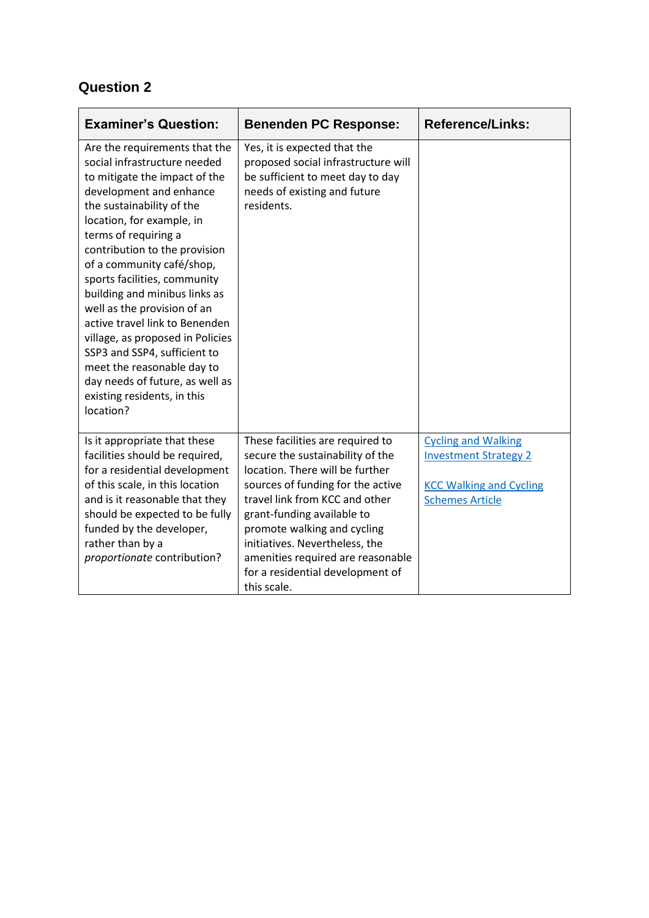## Question 2

| Examiner's Question: | Benenden PC Response: | Reference/Links: |
|---|---|---|
| Are the requirements that the social infrastructure needed to mitigate the impact of the development and enhance the sustainability of the location, for example, in terms of requiring a contribution to the provision of a community café/shop, sports facilities, community building and minibus links as well as the provision of an active travel link to Benenden village, as proposed in Policies SSP3 and SSP4, sufficient to meet the reasonable day to day needs of future, as well as existing residents, in this location? | Yes, it is expected that the proposed social infrastructure will be sufficient to meet day to day needs of existing and future residents. | |
| Is it appropriate that these facilities should be required, for a residential development of this scale, in this location and is it reasonable that they should be expected to be fully funded by the developer, rather than by a *proportionate* contribution? | These facilities are required to secure the sustainability of the location. There will be further sources of funding for the active travel link from KCC and other grant-funding available to promote walking and cycling initiatives. Nevertheless, the amenities required are reasonable for a residential development of this scale. | Cycling and Walking Investment Strategy 2<br><br>KCC Walking and Cycling Schemes Article |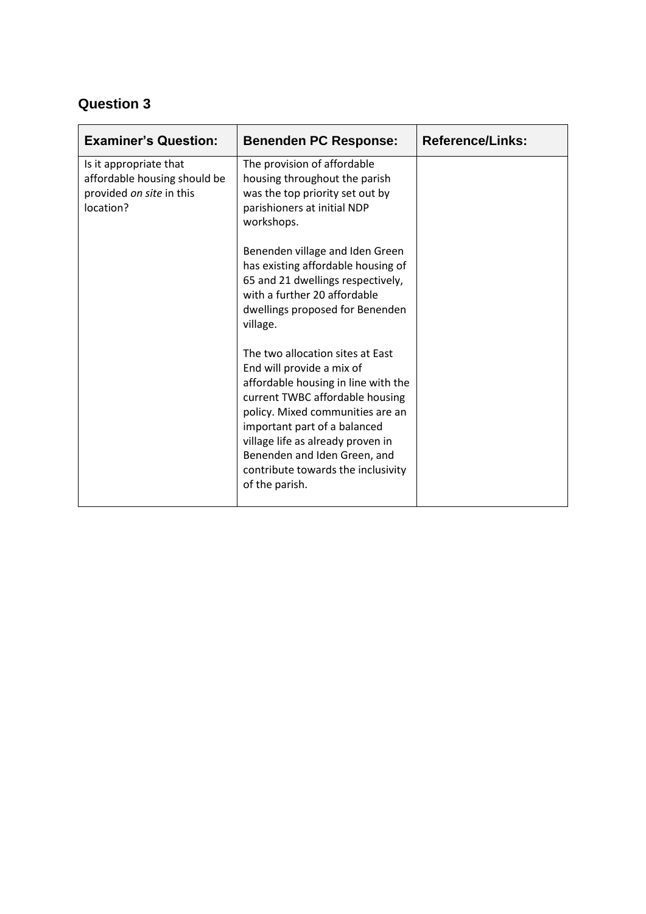## Question 3

| Examiner's Question: | Benenden PC Response: | Reference/Links: |
| --- | --- | --- |
| Is it appropriate that affordable housing should be provided *on site* in this location? | The provision of affordable housing throughout the parish was the top priority set out by parishioners at initial NDP workshops.<br><br>Benenden village and Iden Green has existing affordable housing of 65 and 21 dwellings respectively, with a further 20 affordable dwellings proposed for Benenden village.<br><br>The two allocation sites at East End will provide a mix of affordable housing in line with the current TWBC affordable housing policy. Mixed communities are an important part of a balanced village life as already proven in Benenden and Iden Green, and contribute towards the inclusivity of the parish. | |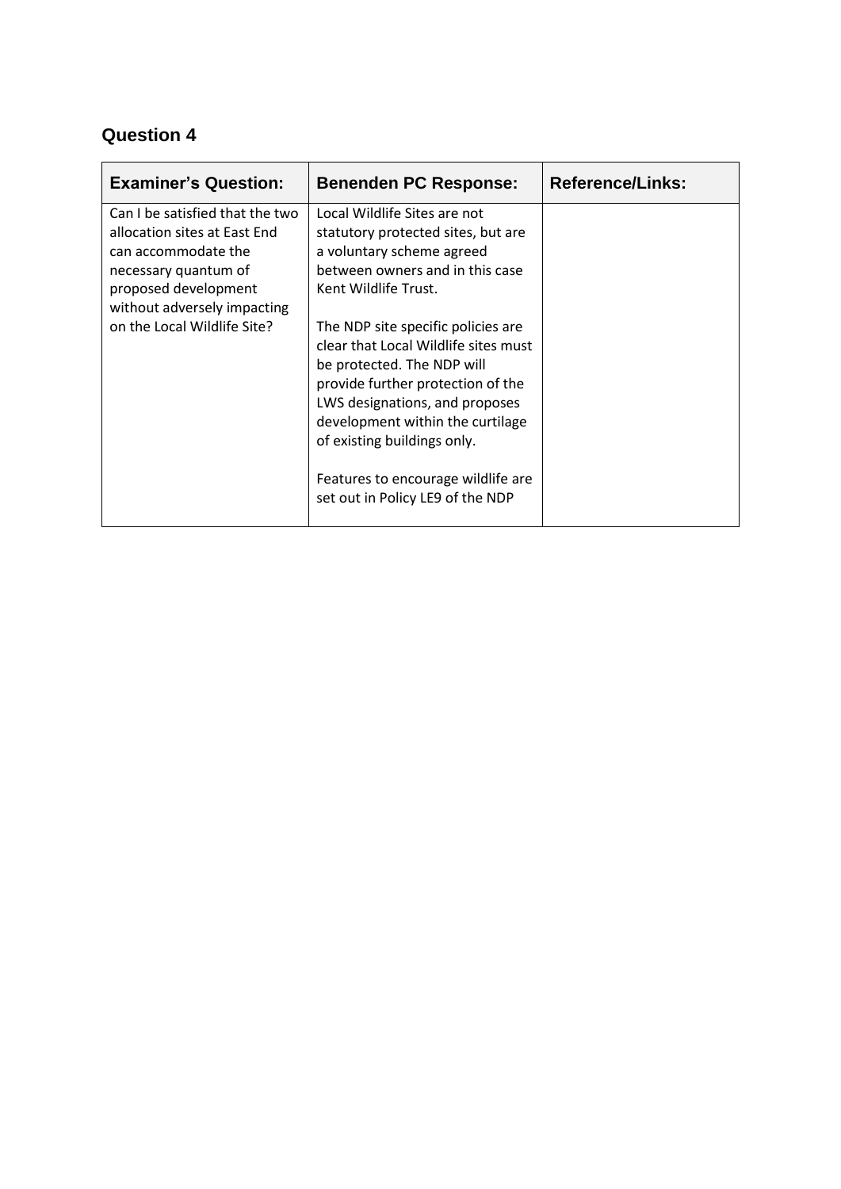## Question 4

| Examiner's Question: | Benenden PC Response: | Reference/Links: |
| --- | --- | --- |
| Can I be satisfied that the two allocation sites at East End can accommodate the necessary quantum of proposed development without adversely impacting on the Local Wildlife Site? | Local Wildlife Sites are not statutory protected sites, but are a voluntary scheme agreed between owners and in this case Kent Wildlife Trust.<br><br>The NDP site specific policies are clear that Local Wildlife sites must be protected. The NDP will provide further protection of the LWS designations, and proposes development within the curtilage of existing buildings only.<br><br>Features to encourage wildlife are set out in Policy LE9 of the NDP | |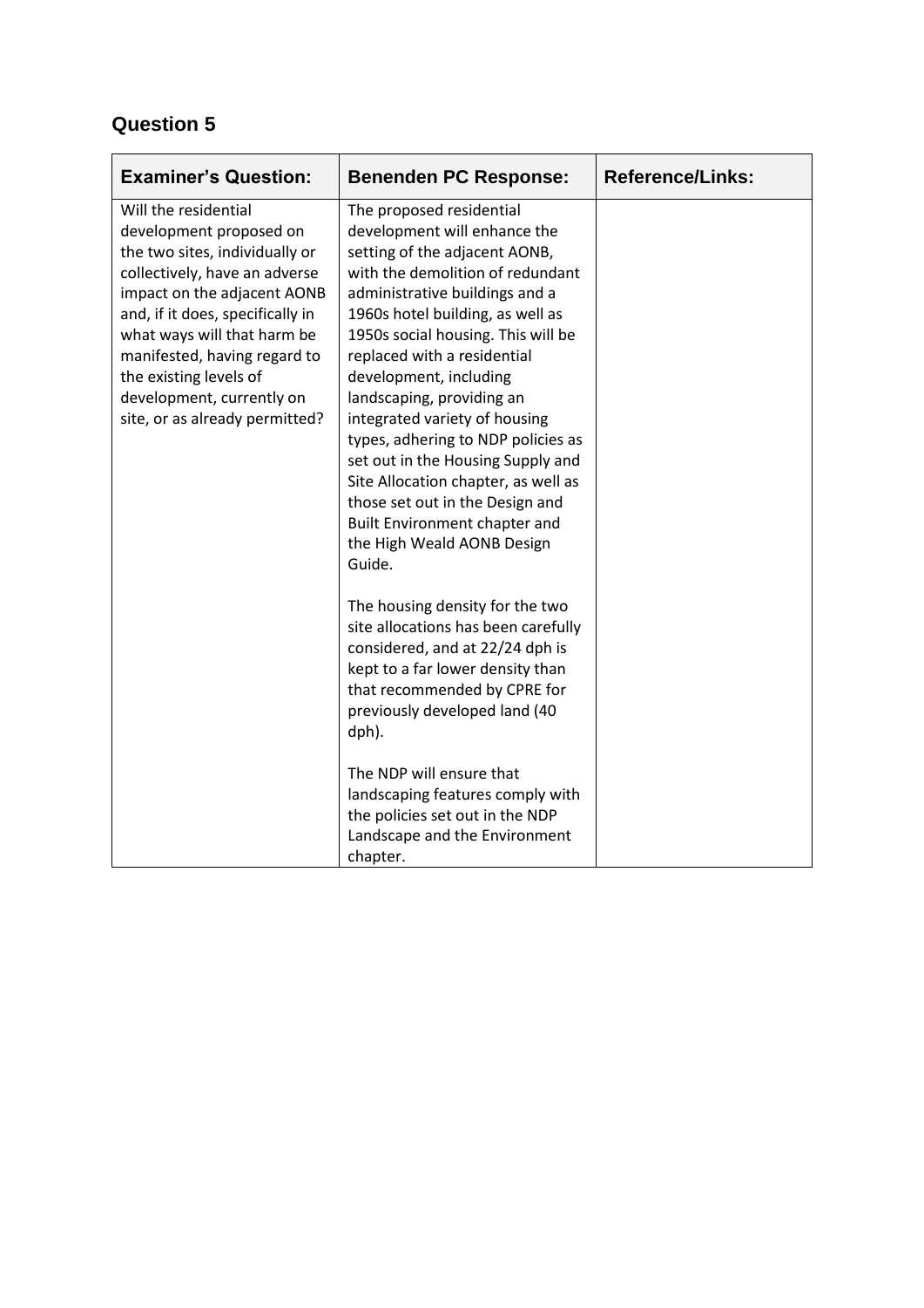## Question 5

| Examiner's Question: | Benenden PC Response: | Reference/Links: |
|---|---|---|
| Will the residential development proposed on the two sites, individually or collectively, have an adverse impact on the adjacent AONB and, if it does, specifically in what ways will that harm be manifested, having regard to the existing levels of development, currently on site, or as already permitted? | The proposed residential development will enhance the setting of the adjacent AONB, with the demolition of redundant administrative buildings and a 1960s hotel building, as well as 1950s social housing. This will be replaced with a residential development, including landscaping, providing an integrated variety of housing types, adhering to NDP policies as set out in the Housing Supply and Site Allocation chapter, as well as those set out in the Design and Built Environment chapter and the High Weald AONB Design Guide.<br><br>The housing density for the two site allocations has been carefully considered, and at 22/24 dph is kept to a far lower density than that recommended by CPRE for previously developed land (40 dph).<br><br>The NDP will ensure that landscaping features comply with the policies set out in the NDP Landscape and the Environment chapter. | |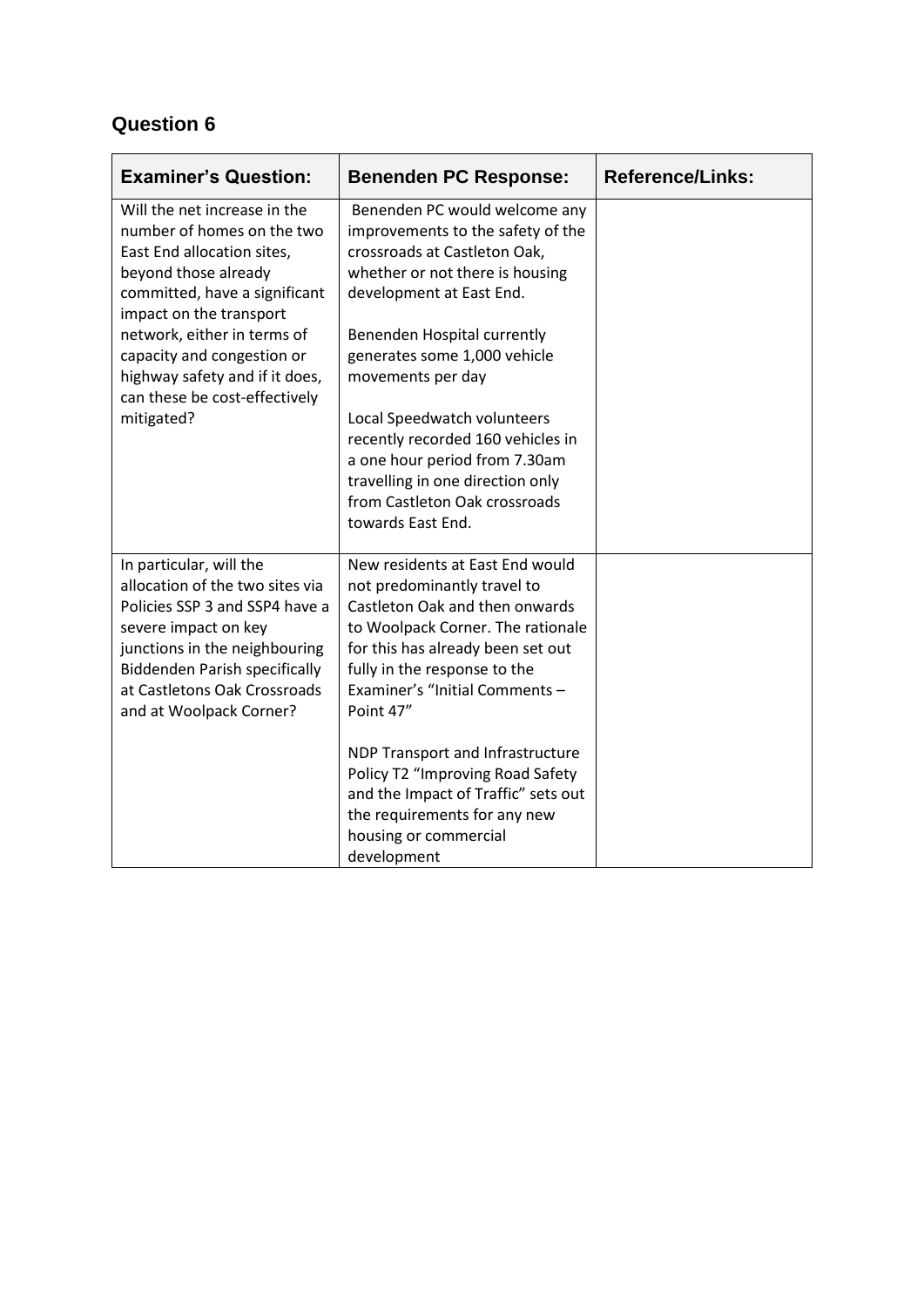## Question 6

| Examiner's Question: | Benenden PC Response: | Reference/Links: |
|---|---|---|
| Will the net increase in the number of homes on the two East End allocation sites, beyond those already committed, have a significant impact on the transport network, either in terms of capacity and congestion or highway safety and if it does, can these be cost-effectively mitigated? | Benenden PC would welcome any improvements to the safety of the crossroads at Castleton Oak, whether or not there is housing development at East End.<br><br>Benenden Hospital currently generates some 1,000 vehicle movements per day<br><br>Local Speedwatch volunteers recently recorded 160 vehicles in a one hour period from 7.30am travelling in one direction only from Castleton Oak crossroads towards East End. | |
| In particular, will the allocation of the two sites via Policies SSP 3 and SSP4 have a severe impact on key junctions in the neighbouring Biddenden Parish specifically at Castletons Oak Crossroads and at Woolpack Corner? | New residents at East End would not predominantly travel to Castleton Oak and then onwards to Woolpack Corner. The rationale for this has already been set out fully in the response to the Examiner's "Initial Comments – Point 47"<br><br>NDP Transport and Infrastructure Policy T2 "Improving Road Safety and the Impact of Traffic" sets out the requirements for any new housing or commercial development | |